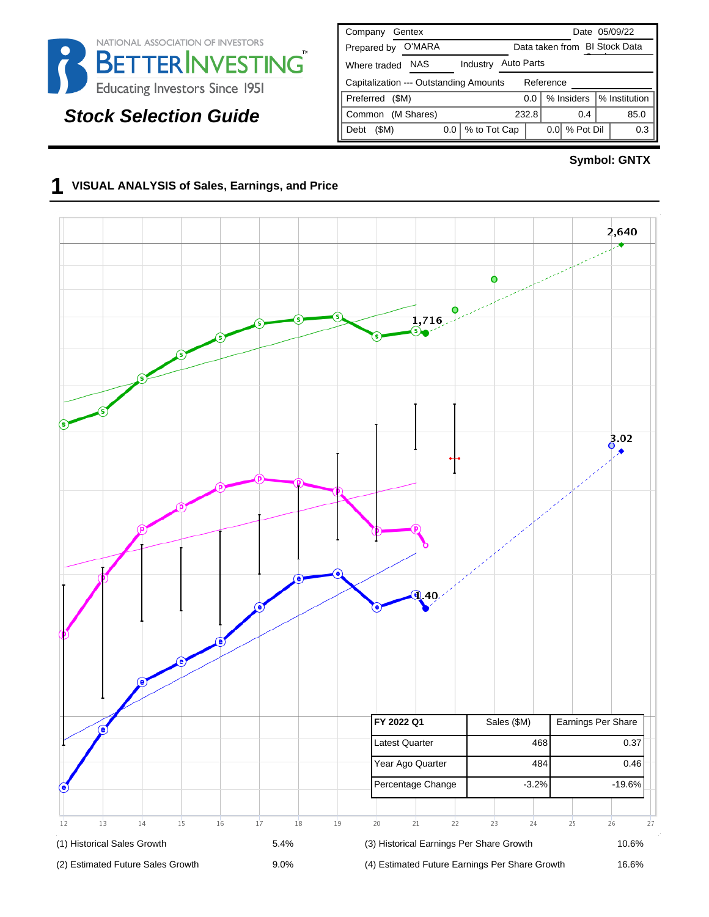NATIONAL ASSOCIATION OF INVESTORS

BETTERINVESTING

Educating Investors Since 1951

## Stock Selection Guide

| Company | Gentex | | Date | 05/09/22 |
|---|---|---|---|---|
| Prepared by | O'MARA | | Data taken from | BI Stock Data |
| Where traded | NAS | | Industry | Auto Parts |
| Capitalization --- Outstanding Amounts | | | Reference | |
| Preferred ($M) | 0.0 | % Insiders | % Institution | |
| Common (M Shares) | 232.8 | 0.4 | 85.0 | |
| Debt ($M) | 0.0 | % to Tot Cap 0.0 | % Pot Dil | 0.3 |

**Symbol: GNTX**

# 1 VISUAL ANALYSIS of Sales, Earnings, and Price

2,640

1,716

3.02

1.40

| FY 2022 Q1 | Sales ($M) | Earnings Per Share |
|---|---|---|
| Latest Quarter | 468 | 0.37 |
| Year Ago Quarter | 484 | 0.46 |
| Percentage Change | -3.2% | -19.6% |

12 13 14 15 16 17 18 19 20 21 22 23 24 25 26 27

| | | | |
|---|---|---|---|
| (1) Historical Sales Growth | 5.4% | (3) Historical Earnings Per Share Growth | 10.6% |
| (2) Estimated Future Sales Growth | 9.0% | (4) Estimated Future Earnings Per Share Growth | 16.6% |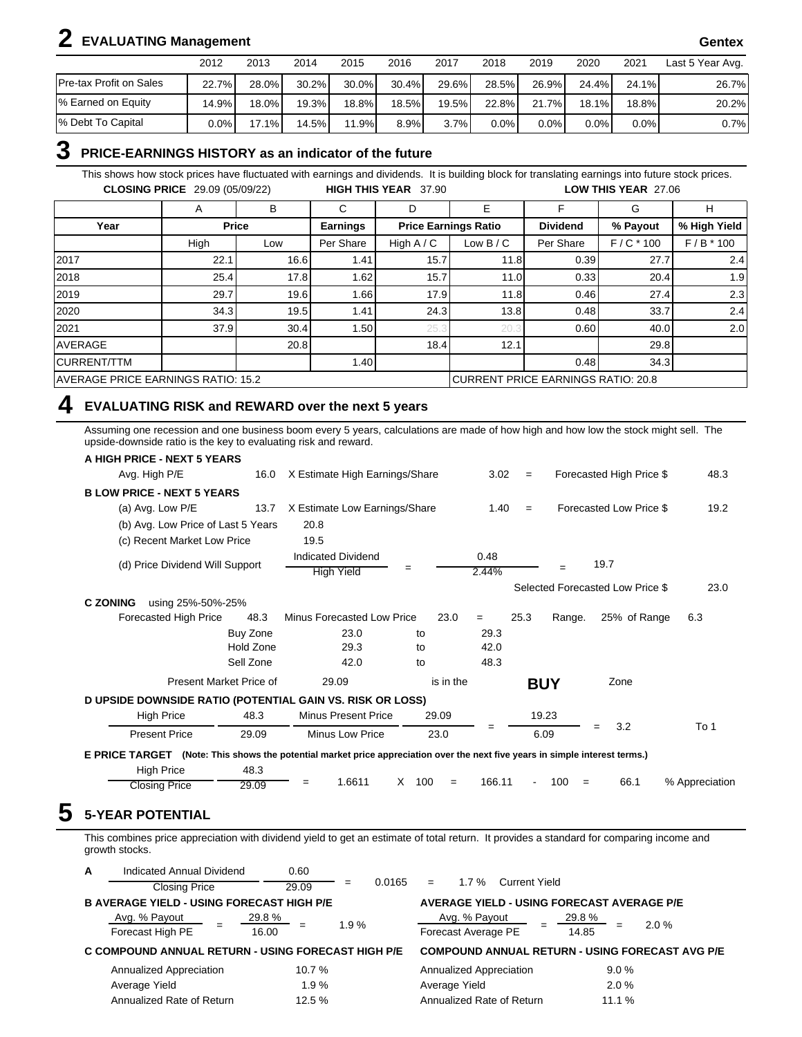## 2 EVALUATING Management

**Gentex**

| | 2012 | 2013 | 2014 | 2015 | 2016 | 2017 | 2018 | 2019 | 2020 | 2021 | Last 5 Year Avg. |
|---|---|---|---|---|---|---|---|---|---|---|---|
| Pre-tax Profit on Sales | 22.7% | 28.0% | 30.2% | 30.0% | 30.4% | 29.6% | 28.5% | 26.9% | 24.4% | 24.1% | 26.7% |
| % Earned on Equity | 14.9% | 18.0% | 19.3% | 18.8% | 18.5% | 19.5% | 22.8% | 21.7% | 18.1% | 18.8% | 20.2% |
| % Debt To Capital | 0.0% | 17.1% | 14.5% | 11.9% | 8.9% | 3.7% | 0.0% | 0.0% | 0.0% | 0.0% | 0.7% |

## 3 PRICE-EARNINGS HISTORY as an indicator of the future

This shows how stock prices have fluctuated with earnings and dividends. It is building block for translating earnings into future stock prices.

**CLOSING PRICE** 29.09 (05/09/22) **HIGH THIS YEAR** 37.90 **LOW THIS YEAR** 27.06

| | A | B | C | D | E | F | G | H |
|---|---|---|---|---|---|---|---|---|
| **Year** | **Price** | | **Earnings** | **Price Earnings Ratio** | | **Dividend** | **% Payout** | **% High Yield** |
| | High | Low | Per Share | High A / C | Low B / C | Per Share | F / C * 100 | F / B * 100 |
| 2017 | 22.1 | 16.6 | 1.41 | 15.7 | 11.8 | 0.39 | 27.7 | 2.4 |
| 2018 | 25.4 | 17.8 | 1.62 | 15.7 | 11.0 | 0.33 | 20.4 | 1.9 |
| 2019 | 29.7 | 19.6 | 1.66 | 17.9 | 11.8 | 0.46 | 27.4 | 2.3 |
| 2020 | 34.3 | 19.5 | 1.41 | 24.3 | 13.8 | 0.48 | 33.7 | 2.4 |
| 2021 | 37.9 | 30.4 | 1.50 | 25.3 | 20.3 | 0.60 | 40.0 | 2.0 |
| AVERAGE | | 20.8 | | 18.4 | 12.1 | | 29.8 | |
| CURRENT/TTM | | | 1.40 | | | 0.48 | 34.3 | |
| AVERAGE PRICE EARNINGS RATIO: 15.2 | | | | | CURRENT PRICE EARNINGS RATIO: 20.8 | | | |

## 4 EVALUATING RISK and REWARD over the next 5 years

Assuming one recession and one business boom every 5 years, calculations are made of how high and how low the stock might sell. The upside-downside ratio is the key to evaluating risk and reward.

**A HIGH PRICE - NEXT 5 YEARS**

Avg. High P/E 16.0 X Estimate High Earnings/Share 3.02 = Forecasted High Price $ 48.3

**B LOW PRICE - NEXT 5 YEARS**

(a) Avg. Low P/E 13.7 X Estimate Low Earnings/Share 1.40 = Forecasted Low Price $ 19.2

(b) Avg. Low Price of Last 5 Years 20.8

(c) Recent Market Low Price 19.5

(d) Price Dividend Will Support $\frac{\text{Indicated Dividend}}{\text{High Yield}} = \frac{0.48}{2.44\%} = 19.7$

Selected Forecasted Low Price $ 23.0

**C ZONING** using 25%-50%-25%

Forecasted High Price 48.3 Minus Forecasted Low Price 23.0 = 25.3 Range. 25% of Range 6.3

| | | | |
|---|---|---|---|
| Buy Zone | 23.0 | to | 29.3 |
| Hold Zone | 29.3 | to | 42.0 |
| Sell Zone | 42.0 | to | 48.3 |

Present Market Price of 29.09 is in the **BUY** Zone

**D UPSIDE DOWNSIDE RATIO (POTENTIAL GAIN VS. RISK OR LOSS)**

$\frac{\text{High Price } 48.3 \text{ Minus Present Price } 29.09}{\text{Present Price } 29.09 \text{ Minus Low Price } 23.0} = \frac{19.23}{6.09} = 3.2$ To 1

**E PRICE TARGET** **(Note: This shows the potential market price appreciation over the next five years in simple interest terms.)**

$\frac{\text{High Price } 48.3}{\text{Closing Price } 29.09} = 1.6611 \times 100 = 166.11 - 100 = 66.1$ % Appreciation

## 5 5-YEAR POTENTIAL

This combines price appreciation with dividend yield to get an estimate of total return. It provides a standard for comparing income and growth stocks.

**A** $\frac{\text{Indicated Annual Dividend } 0.60}{\text{Closing Price } 29.09} = 0.0165 = 1.7\%$ Current Yield

**B AVERAGE YIELD - USING FORECAST HIGH P/E**

$\frac{\text{Avg. \% Payout}}{\text{Forecast High PE}} = \frac{29.8\%}{16.00} = 1.9\%$

**AVERAGE YIELD - USING FORECAST AVERAGE P/E**

$\frac{\text{Avg. \% Payout}}{\text{Forecast Average PE}} = \frac{29.8\%}{14.85} = 2.0\%$

**C COMPOUND ANNUAL RETURN - USING FORECAST HIGH P/E**

| | |
|---|---|
| Annualized Appreciation | 10.7 % |
| Average Yield | 1.9 % |
| Annualized Rate of Return | 12.5 % |

**COMPOUND ANNUAL RETURN - USING FORECAST AVG P/E**

| | |
|---|---|
| Annualized Appreciation | 9.0 % |
| Average Yield | 2.0 % |
| Annualized Rate of Return | 11.1 % |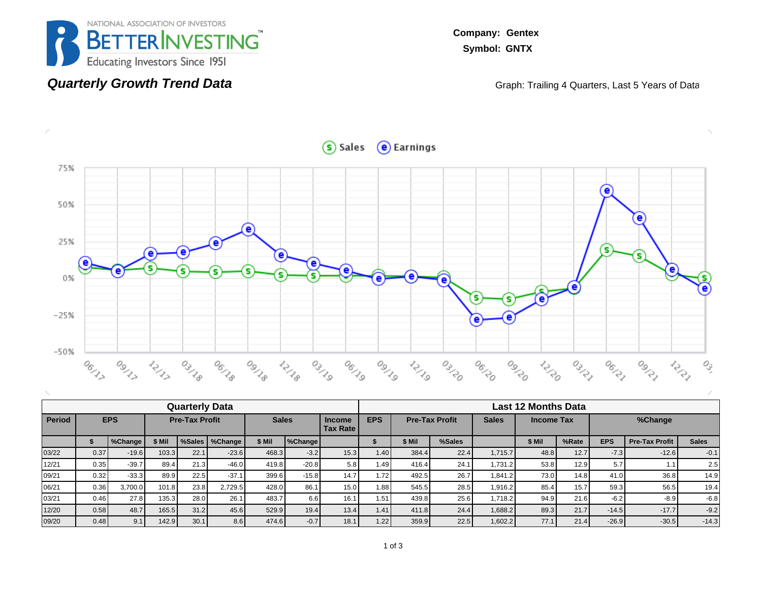**Company: Gentex**
**Symbol: GNTX**

## Quarterly Growth Trend Data

Graph: Trailing 4 Quarters, Last 5 Years of Data

| Quarterly Data | | | | | | | | | Last 12 Months Data | | | | | | | | | |
|---|---|---|---|---|---|---|---|---|---|---|---|---|---|---|---|---|---|---|
| Period | EPS | | Pre-Tax Profit | | | Sales | | Income Tax Rate | EPS | Pre-Tax Profit | | Sales | Income Tax | | %Change | | |
| | $ | %Change | $ Mil | %Sales | %Change | $ Mil | %Change | | $ | $ Mil | %Sales | | $ Mil | %Rate | EPS | Pre-Tax Profit | Sales |
| 03/22 | 0.37 | -19.6 | 103.3 | 22.1 | -23.6 | 468.3 | -3.2 | 15.3 | 1.40 | 384.4 | 22.4 | 1,715.7 | 48.8 | 12.7 | -7.3 | -12.6 | -0.1 |
| 12/21 | 0.35 | -39.7 | 89.4 | 21.3 | -46.0 | 419.8 | -20.8 | 5.8 | 1.49 | 416.4 | 24.1 | 1,731.2 | 53.8 | 12.9 | 5.7 | 1.1 | 2.5 |
| 09/21 | 0.32 | -33.3 | 89.9 | 22.5 | -37.1 | 399.6 | -15.8 | 14.7 | 1.72 | 492.5 | 26.7 | 1,841.2 | 73.0 | 14.8 | 41.0 | 36.8 | 14.9 |
| 06/21 | 0.36 | 3,700.0 | 101.8 | 23.8 | 2,729.5 | 428.0 | 86.1 | 15.0 | 1.88 | 545.5 | 28.5 | 1,916.2 | 85.4 | 15.7 | 59.3 | 56.5 | 19.4 |
| 03/21 | 0.46 | 27.8 | 135.3 | 28.0 | 26.1 | 483.7 | 6.6 | 16.1 | 1.51 | 439.8 | 25.6 | 1,718.2 | 94.9 | 21.6 | -6.2 | -8.9 | -6.8 |
| 12/20 | 0.58 | 48.7 | 165.5 | 31.2 | 45.6 | 529.9 | 19.4 | 13.4 | 1.41 | 411.8 | 24.4 | 1,688.2 | 89.3 | 21.7 | -14.5 | -17.7 | -9.2 |
| 09/20 | 0.48 | 9.1 | 142.9 | 30.1 | 8.6 | 474.6 | -0.7 | 18.1 | 1.22 | 359.9 | 22.5 | 1,602.2 | 77.1 | 21.4 | -26.9 | -30.5 | -14.3 |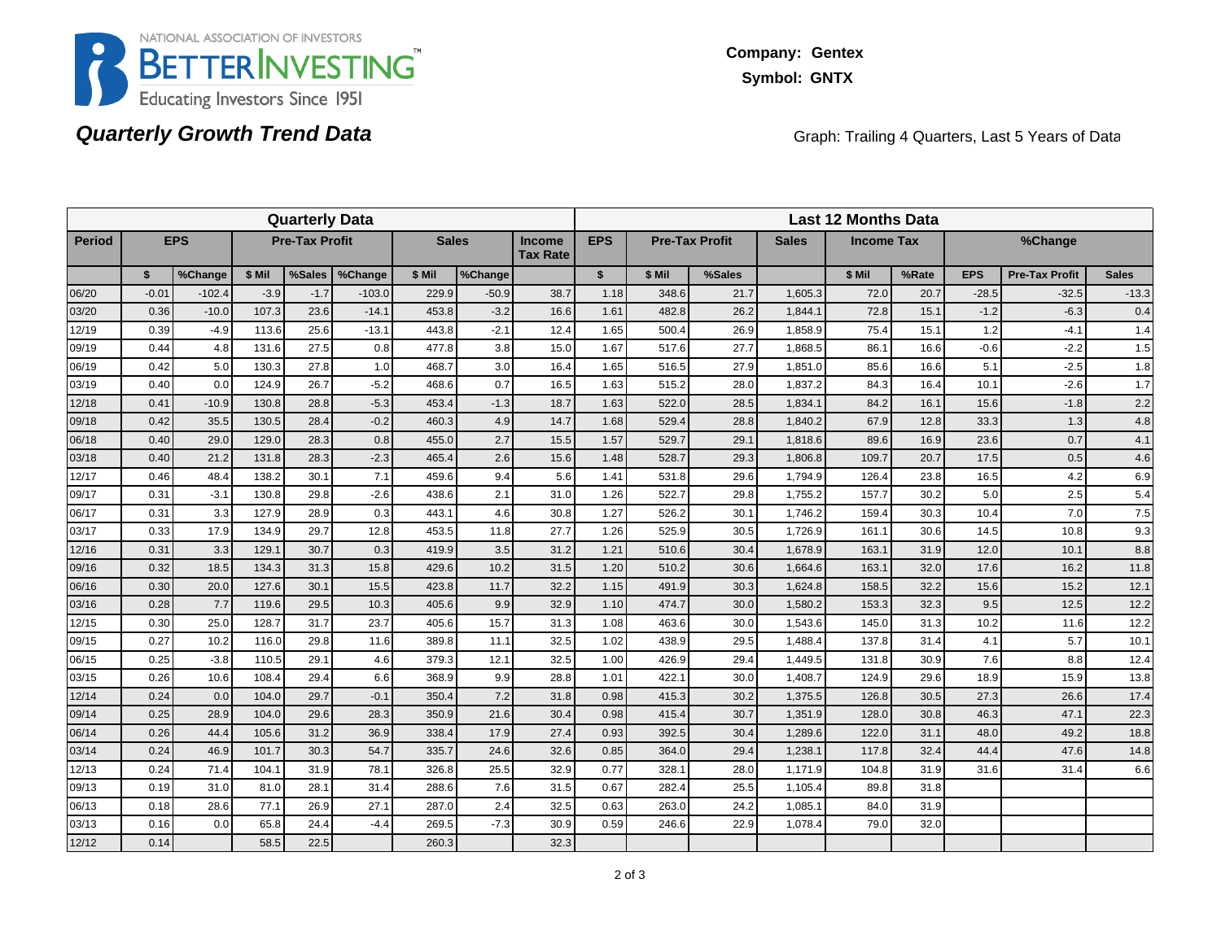NATIONAL ASSOCIATION OF INVESTORS
BETTERINVESTING™
Educating Investors Since 1951

**Company: Gentex**

**Symbol: GNTX**

## *Quarterly Growth Trend Data*

Graph: Trailing 4 Quarters, Last 5 Years of Data

| Quarterly Data | | | | | | | | | Last 12 Months Data | | | | | | | | |
|---|---|---|---|---|---|---|---|---|---|---|---|---|---|---|---|---|---|
| **Period** | **EPS** | | **Pre-Tax Profit** | | | **Sales** | | **Income Tax Rate** | **EPS** | **Pre-Tax Profit** | | **Sales** | **Income Tax** | | **%Change** | | |
| | **$** | **%Change** | **$ Mil** | **%Sales** | **%Change** | **$ Mil** | **%Change** | | **$** | **$ Mil** | **%Sales** | | **$ Mil** | **%Rate** | **EPS** | **Pre-Tax Profit** | **Sales** |
| 06/20 | -0.01 | -102.4 | -3.9 | -1.7 | -103.0 | 229.9 | -50.9 | 38.7 | 1.18 | 348.6 | 21.7 | 1,605.3 | 72.0 | 20.7 | -28.5 | -32.5 | -13.3 |
| 03/20 | 0.36 | -10.0 | 107.3 | 23.6 | -14.1 | 453.8 | -3.2 | 16.6 | 1.61 | 482.8 | 26.2 | 1,844.1 | 72.8 | 15.1 | -1.2 | -6.3 | 0.4 |
| 12/19 | 0.39 | -4.9 | 113.6 | 25.6 | -13.1 | 443.8 | -2.1 | 12.4 | 1.65 | 500.4 | 26.9 | 1,858.9 | 75.4 | 15.1 | 1.2 | -4.1 | 1.4 |
| 09/19 | 0.44 | 4.8 | 131.6 | 27.5 | 0.8 | 477.8 | 3.8 | 15.0 | 1.67 | 517.6 | 27.7 | 1,868.5 | 86.1 | 16.6 | -0.6 | -2.2 | 1.5 |
| 06/19 | 0.42 | 5.0 | 130.3 | 27.8 | 1.0 | 468.7 | 3.0 | 16.4 | 1.65 | 516.5 | 27.9 | 1,851.0 | 85.6 | 16.6 | 5.1 | -2.5 | 1.8 |
| 03/19 | 0.40 | 0.0 | 124.9 | 26.7 | -5.2 | 468.6 | 0.7 | 16.5 | 1.63 | 515.2 | 28.0 | 1,837.2 | 84.3 | 16.4 | 10.1 | -2.6 | 1.7 |
| 12/18 | 0.41 | -10.9 | 130.8 | 28.8 | -5.3 | 453.4 | -1.3 | 18.7 | 1.63 | 522.0 | 28.5 | 1,834.1 | 84.2 | 16.1 | 15.6 | -1.8 | 2.2 |
| 09/18 | 0.42 | 35.5 | 130.5 | 28.4 | -0.2 | 460.3 | 4.9 | 14.7 | 1.68 | 529.4 | 28.8 | 1,840.2 | 67.9 | 12.8 | 33.3 | 1.3 | 4.8 |
| 06/18 | 0.40 | 29.0 | 129.0 | 28.3 | 0.8 | 455.0 | 2.7 | 15.5 | 1.57 | 529.7 | 29.1 | 1,818.6 | 89.6 | 16.9 | 23.6 | 0.7 | 4.1 |
| 03/18 | 0.40 | 21.2 | 131.8 | 28.3 | -2.3 | 465.4 | 2.6 | 15.6 | 1.48 | 528.7 | 29.3 | 1,806.8 | 109.7 | 20.7 | 17.5 | 0.5 | 4.6 |
| 12/17 | 0.46 | 48.4 | 138.2 | 30.1 | 7.1 | 459.6 | 9.4 | 5.6 | 1.41 | 531.8 | 29.6 | 1,794.9 | 126.4 | 23.8 | 16.5 | 4.2 | 6.9 |
| 09/17 | 0.31 | -3.1 | 130.8 | 29.8 | -2.6 | 438.6 | 2.1 | 31.0 | 1.26 | 522.7 | 29.8 | 1,755.2 | 157.7 | 30.2 | 5.0 | 2.5 | 5.4 |
| 06/17 | 0.31 | 3.3 | 127.9 | 28.9 | 0.3 | 443.1 | 4.6 | 30.8 | 1.27 | 526.2 | 30.1 | 1,746.2 | 159.4 | 30.3 | 10.4 | 7.0 | 7.5 |
| 03/17 | 0.33 | 17.9 | 134.9 | 29.7 | 12.8 | 453.5 | 11.8 | 27.7 | 1.26 | 525.9 | 30.5 | 1,726.9 | 161.1 | 30.6 | 14.5 | 10.8 | 9.3 |
| 12/16 | 0.31 | 3.3 | 129.1 | 30.7 | 0.3 | 419.9 | 3.5 | 31.2 | 1.21 | 510.6 | 30.4 | 1,678.9 | 163.1 | 31.9 | 12.0 | 10.1 | 8.8 |
| 09/16 | 0.32 | 18.5 | 134.3 | 31.3 | 15.8 | 429.6 | 10.2 | 31.5 | 1.20 | 510.2 | 30.6 | 1,664.6 | 163.1 | 32.0 | 17.6 | 16.2 | 11.8 |
| 06/16 | 0.30 | 20.0 | 127.6 | 30.1 | 15.5 | 423.8 | 11.7 | 32.2 | 1.15 | 491.9 | 30.3 | 1,624.8 | 158.5 | 32.2 | 15.6 | 15.2 | 12.1 |
| 03/16 | 0.28 | 7.7 | 119.6 | 29.5 | 10.3 | 405.6 | 9.9 | 32.9 | 1.10 | 474.7 | 30.0 | 1,580.2 | 153.3 | 32.3 | 9.5 | 12.5 | 12.2 |
| 12/15 | 0.30 | 25.0 | 128.7 | 31.7 | 23.7 | 405.6 | 15.7 | 31.3 | 1.08 | 463.6 | 30.0 | 1,543.6 | 145.0 | 31.3 | 10.2 | 11.6 | 12.2 |
| 09/15 | 0.27 | 10.2 | 116.0 | 29.8 | 11.6 | 389.8 | 11.1 | 32.5 | 1.02 | 438.9 | 29.5 | 1,488.4 | 137.8 | 31.4 | 4.1 | 5.7 | 10.1 |
| 06/15 | 0.25 | -3.8 | 110.5 | 29.1 | 4.6 | 379.3 | 12.1 | 32.5 | 1.00 | 426.9 | 29.4 | 1,449.5 | 131.8 | 30.9 | 7.6 | 8.8 | 12.4 |
| 03/15 | 0.26 | 10.6 | 108.4 | 29.4 | 6.6 | 368.9 | 9.9 | 28.8 | 1.01 | 422.1 | 30.0 | 1,408.7 | 124.9 | 29.6 | 18.9 | 15.9 | 13.8 |
| 12/14 | 0.24 | 0.0 | 104.0 | 29.7 | -0.1 | 350.4 | 7.2 | 31.8 | 0.98 | 415.3 | 30.2 | 1,375.5 | 126.8 | 30.5 | 27.3 | 26.6 | 17.4 |
| 09/14 | 0.25 | 28.9 | 104.0 | 29.6 | 28.3 | 350.9 | 21.6 | 30.4 | 0.98 | 415.4 | 30.7 | 1,351.9 | 128.0 | 30.8 | 46.3 | 47.1 | 22.3 |
| 06/14 | 0.26 | 44.4 | 105.6 | 31.2 | 36.9 | 338.4 | 17.9 | 27.4 | 0.93 | 392.5 | 30.4 | 1,289.6 | 122.0 | 31.1 | 48.0 | 49.2 | 18.8 |
| 03/14 | 0.24 | 46.9 | 101.7 | 30.3 | 54.7 | 335.7 | 24.6 | 32.6 | 0.85 | 364.0 | 29.4 | 1,238.1 | 117.8 | 32.4 | 44.4 | 47.6 | 14.8 |
| 12/13 | 0.24 | 71.4 | 104.1 | 31.9 | 78.1 | 326.8 | 25.5 | 32.9 | 0.77 | 328.1 | 28.0 | 1,171.9 | 104.8 | 31.9 | 31.6 | 31.4 | 6.6 |
| 09/13 | 0.19 | 31.0 | 81.0 | 28.1 | 31.4 | 288.6 | 7.6 | 31.5 | 0.67 | 282.4 | 25.5 | 1,105.4 | 89.8 | 31.8 | | | |
| 06/13 | 0.18 | 28.6 | 77.1 | 26.9 | 27.1 | 287.0 | 2.4 | 32.5 | 0.63 | 263.0 | 24.2 | 1,085.1 | 84.0 | 31.9 | | | |
| 03/13 | 0.16 | 0.0 | 65.8 | 24.4 | -4.4 | 269.5 | -7.3 | 30.9 | 0.59 | 246.6 | 22.9 | 1,078.4 | 79.0 | 32.0 | | | |
| 12/12 | 0.14 | | 58.5 | 22.5 | | 260.3 | | 32.3 | | | | | | | | | |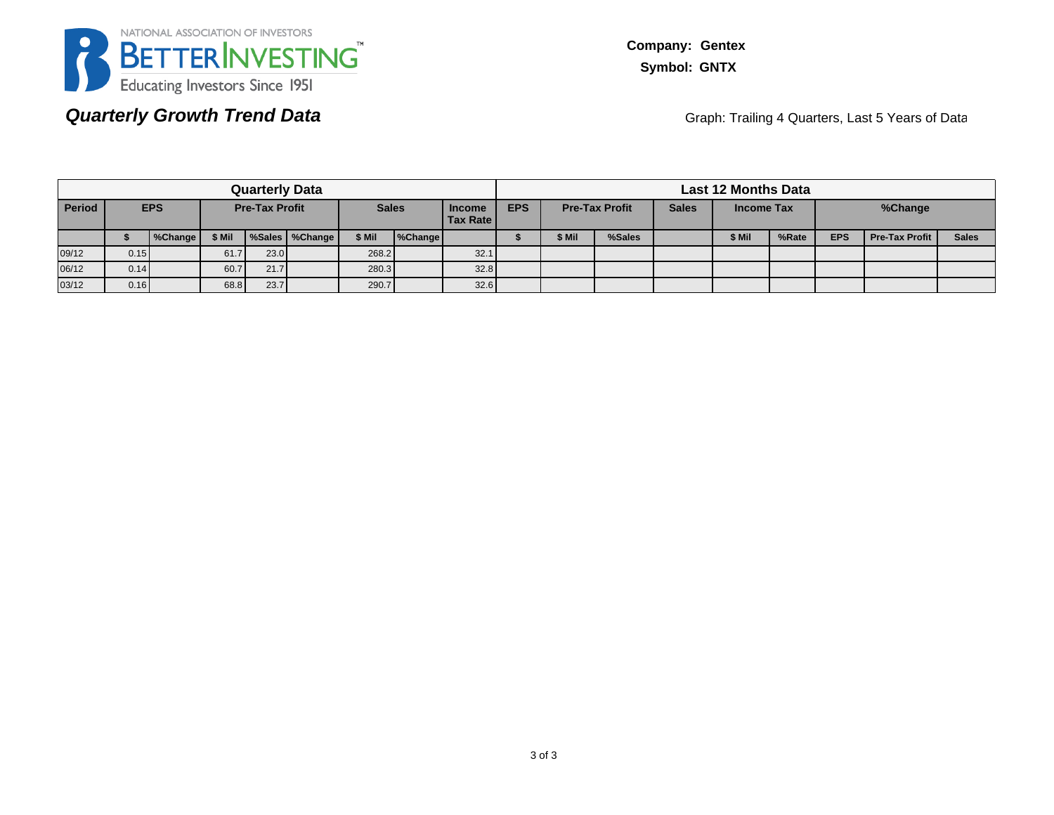NATIONAL ASSOCIATION OF INVESTORS
BETTERINVESTING™
Educating Investors Since 1951

**Company: Gentex**
**Symbol: GNTX**

## *Quarterly Growth Trend Data*

Graph: Trailing 4 Quarters, Last 5 Years of Data

| Quarterly Data | | | | | | | | | Last 12 Months Data | | | | | | | | | |
|---|---|---|---|---|---|---|---|---|---|---|---|---|---|---|---|---|---|---|
| Period | EPS | | Pre-Tax Profit | | | Sales | | Income Tax Rate | EPS | Pre-Tax Profit | | Sales | Income Tax | | %Change | | | |
| | $ | %Change | $ Mil | %Sales | %Change | $ Mil | %Change | | $ | $ Mil | %Sales | | $ Mil | %Rate | EPS | Pre-Tax Profit | Sales | |
| 09/12 | 0.15 | | 61.7 | 23.0 | | 268.2 | | 32.1 | | | | | | | | | | |
| 06/12 | 0.14 | | 60.7 | 21.7 | | 280.3 | | 32.8 | | | | | | | | | | |
| 03/12 | 0.16 | | 68.8 | 23.7 | | 290.7 | | 32.6 | | | | | | | | | | |